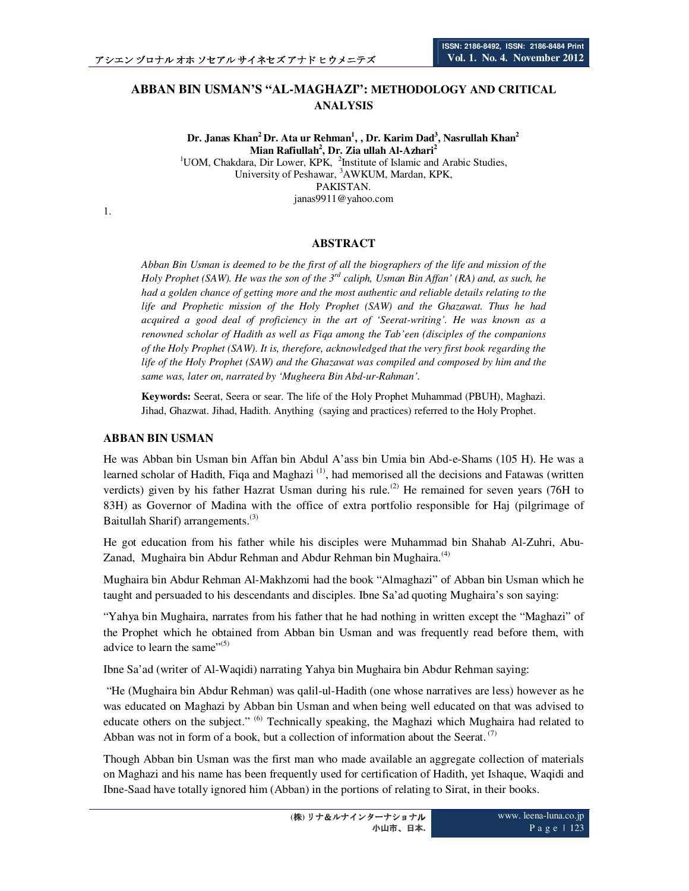# ABBAN BIN USMAN'S "AL-MAGHAZI": METHODOLOGY AND CRITICAL ANALYSIS

**Dr. Janas Khan[2] Dr. Ata ur Rehman[1], , Dr. Karim Dad[3], Nasrullah Khan[2] Mian Rafiullah[2], Dr. Zia ullah Al-Azhari[2]**

[1]UOM, Chakdara, Dir Lower, KPK, [2]Institute of Islamic and Arabic Studies, University of Peshawar, [3]AWKUM, Mardan, KPK, PAKISTAN.

janas9911@yahoo.com

1.

## ABSTRACT

*Abban Bin Usman is deemed to be the first of all the biographers of the life and mission of the Holy Prophet (SAW). He was the son of the 3rd caliph, Usman Bin Affan' (RA) and, as such, he had a golden chance of getting more and the most authentic and reliable details relating to the life and Prophetic mission of the Holy Prophet (SAW) and the Ghazawat. Thus he had acquired a good deal of proficiency in the art of 'Seerat-writing'. He was known as a renowned scholar of Hadith as well as Fiqa among the Tab'een (disciples of the companions of the Holy Prophet (SAW). It is, therefore, acknowledged that the very first book regarding the life of the Holy Prophet (SAW) and the Ghazawat was compiled and composed by him and the same was, later on, narrated by 'Mugheera Bin Abd-ur-Rahman'.*

**Keywords:** Seerat, Seera or sear. The life of the Holy Prophet Muhammad (PBUH), Maghazi. Jihad, Ghazwat. Jihad, Hadith. Anything (saying and practices) referred to the Holy Prophet.

## ABBAN BIN USMAN

He was Abban bin Usman bin Affan bin Abdul A'ass bin Umia bin Abd-e-Shams (105 H). He was a learned scholar of Hadith, Fiqa and Maghazi (1), had memorised all the decisions and Fatawas (written verdicts) given by his father Hazrat Usman during his rule.(2) He remained for seven years (76H to 83H) as Governor of Madina with the office of extra portfolio responsible for Haj (pilgrimage of Baitullah Sharif) arrangements.(3)

He got education from his father while his disciples were Muhammad bin Shahab Al-Zuhri, Abu-Zanad, Mughaira bin Abdur Rehman and Abdur Rehman bin Mughaira.(4)

Mughaira bin Abdur Rehman Al-Makhzomi had the book "Almaghazi" of Abban bin Usman which he taught and persuaded to his descendants and disciples. Ibne Sa'ad quoting Mughaira's son saying:

"Yahya bin Mughaira, narrates from his father that he had nothing in written except the "Maghazi" of the Prophet which he obtained from Abban bin Usman and was frequently read before them, with advice to learn the same"(5)

Ibne Sa'ad (writer of Al-Waqidi) narrating Yahya bin Mughaira bin Abdur Rehman saying:

"He (Mughaira bin Abdur Rehman) was qalil-ul-Hadith (one whose narratives are less) however as he was educated on Maghazi by Abban bin Usman and when being well educated on that was advised to educate others on the subject." (6) Technically speaking, the Maghazi which Mughaira had related to Abban was not in form of a book, but a collection of information about the Seerat. (7)

Though Abban bin Usman was the first man who made available an aggregate collection of materials on Maghazi and his name has been frequently used for certification of Hadith, yet Ishaque, Waqidi and Ibne-Saad have totally ignored him (Abban) in the portions of relating to Sirat, in their books.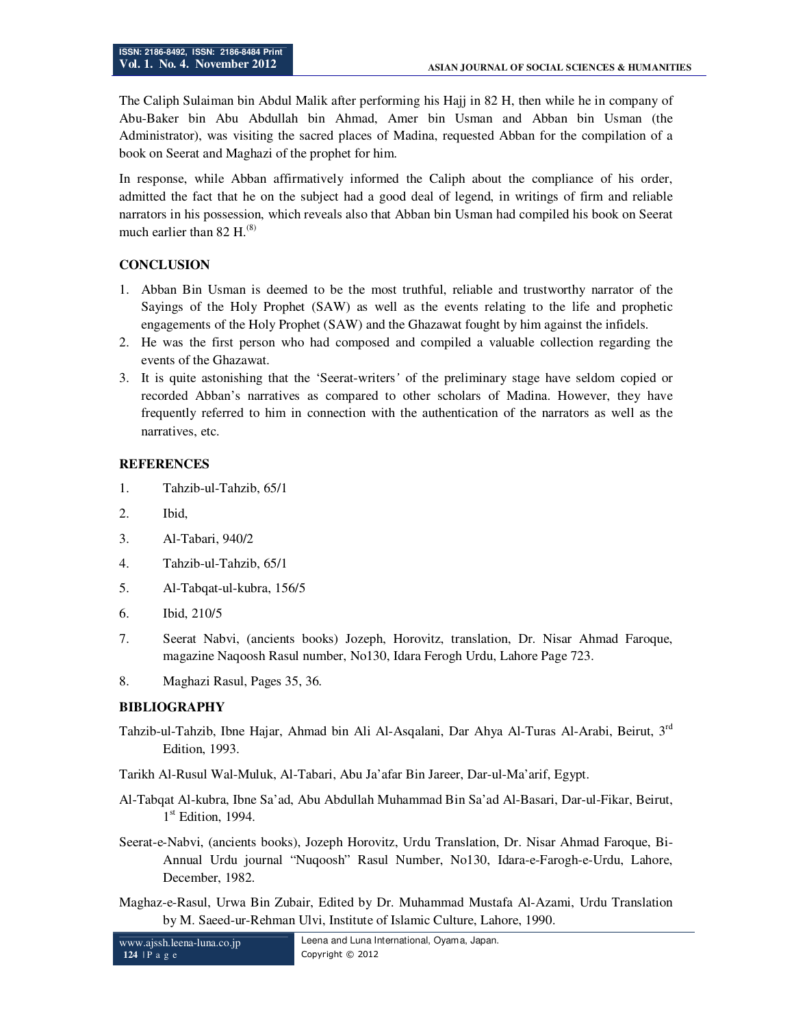The Caliph Sulaiman bin Abdul Malik after performing his Hajj in 82 H, then while he in company of Abu-Baker bin Abu Abdullah bin Ahmad, Amer bin Usman and Abban bin Usman (the Administrator), was visiting the sacred places of Madina, requested Abban for the compilation of a book on Seerat and Maghazi of the prophet for him.

In response, while Abban affirmatively informed the Caliph about the compliance of his order, admitted the fact that he on the subject had a good deal of legend, in writings of firm and reliable narrators in his possession, which reveals also that Abban bin Usman had compiled his book on Seerat much earlier than 82 H.[8]

## CONCLUSION

1. Abban Bin Usman is deemed to be the most truthful, reliable and trustworthy narrator of the Sayings of the Holy Prophet (SAW) as well as the events relating to the life and prophetic engagements of the Holy Prophet (SAW) and the Ghazawat fought by him against the infidels.
2. He was the first person who had composed and compiled a valuable collection regarding the events of the Ghazawat.
3. It is quite astonishing that the 'Seerat-writers' of the preliminary stage have seldom copied or recorded Abban's narratives as compared to other scholars of Madina. However, they have frequently referred to him in connection with the authentication of the narrators as well as the narratives, etc.

## REFERENCES

1. Tahzib-ul-Tahzib, 65/1
2. Ibid,
3. Al-Tabari, 940/2
4. Tahzib-ul-Tahzib, 65/1
5. Al-Tabqat-ul-kubra, 156/5
6. Ibid, 210/5
7. Seerat Nabvi, (ancients books) Jozeph, Horovitz, translation, Dr. Nisar Ahmad Faroque, magazine Naqoosh Rasul number, No130, Idara Ferogh Urdu, Lahore Page 723.
8. Maghazi Rasul, Pages 35, 36.

## BIBLIOGRAPHY

Tahzib-ul-Tahzib, Ibne Hajar, Ahmad bin Ali Al-Asqalani, Dar Ahya Al-Turas Al-Arabi, Beirut, 3rd Edition, 1993.

Tarikh Al-Rusul Wal-Muluk, Al-Tabari, Abu Ja'afar Bin Jareer, Dar-ul-Ma'arif, Egypt.

Al-Tabqat Al-kubra, Ibne Sa'ad, Abu Abdullah Muhammad Bin Sa'ad Al-Basari, Dar-ul-Fikar, Beirut, 1st Edition, 1994.

Seerat-e-Nabvi, (ancients books), Jozeph Horovitz, Urdu Translation, Dr. Nisar Ahmad Faroque, Bi-Annual Urdu journal "Nuqoosh" Rasul Number, No130, Idara-e-Farogh-e-Urdu, Lahore, December, 1982.

Maghaz-e-Rasul, Urwa Bin Zubair, Edited by Dr. Muhammad Mustafa Al-Azami, Urdu Translation by M. Saeed-ur-Rehman Ulvi, Institute of Islamic Culture, Lahore, 1990.